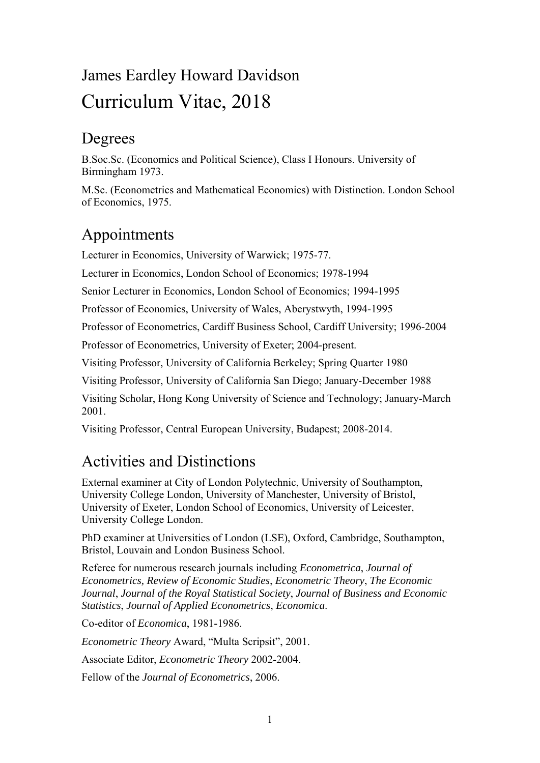# James Eardley Howard Davidson

# Curriculum Vitae, 2018

## Degrees

B.Soc.Sc. (Economics and Political Science), Class I Honours. University of Birmingham 1973.

M.Sc. (Econometrics and Mathematical Economics) with Distinction. London School of Economics, 1975.

## Appointments

Lecturer in Economics, University of Warwick; 1975-77.

Lecturer in Economics, London School of Economics; 1978-1994

Senior Lecturer in Economics, London School of Economics; 1994-1995

Professor of Economics, University of Wales, Aberystwyth, 1994-1995

Professor of Econometrics, Cardiff Business School, Cardiff University; 1996-2004

Professor of Econometrics, University of Exeter; 2004-present.

Visiting Professor, University of California Berkeley; Spring Quarter 1980

Visiting Professor, University of California San Diego; January-December 1988

Visiting Scholar, Hong Kong University of Science and Technology; January-March 2001.

Visiting Professor, Central European University, Budapest; 2008-2014.

## Activities and Distinctions

External examiner at City of London Polytechnic, University of Southampton, University College London, University of Manchester, University of Bristol, University of Exeter, London School of Economics, University of Leicester, University College London.

PhD examiner at Universities of London (LSE), Oxford, Cambridge, Southampton, Bristol, Louvain and London Business School.

Referee for numerous research journals including *Econometrica*, *Journal of Econometrics, Review of Economic Studies*, *Econometric Theory*, *The Economic Journal*, *Journal of the Royal Statistical Society*, *Journal of Business and Economic Statistics*, *Journal of Applied Econometrics*, *Economica*.

Co-editor of *Economica*, 1981-1986.

*Econometric Theory* Award, "Multa Scripsit", 2001.

Associate Editor, *Econometric Theory* 2002-2004.

Fellow of the *Journal of Econometrics*, 2006.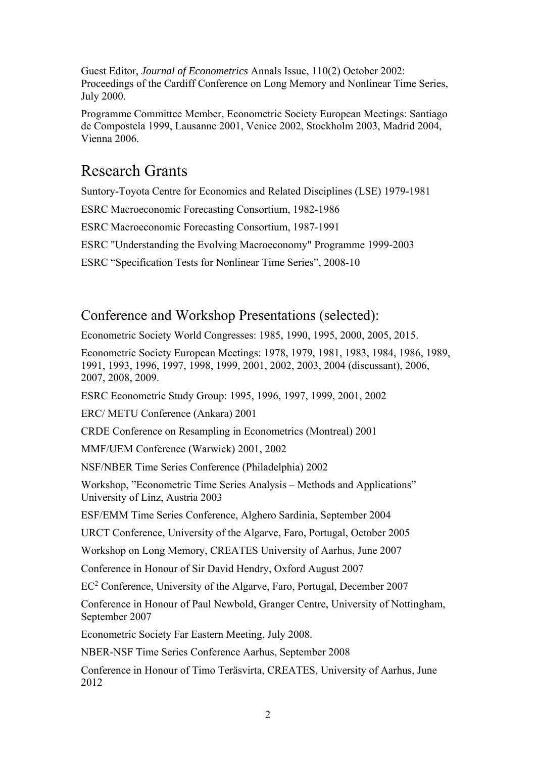Guest Editor, *Journal of Econometrics* Annals Issue, 110(2) October 2002: Proceedings of the Cardiff Conference on Long Memory and Nonlinear Time Series, July 2000.

Programme Committee Member, Econometric Society European Meetings: Santiago de Compostela 1999, Lausanne 2001, Venice 2002, Stockholm 2003, Madrid 2004, Vienna 2006.

## Research Grants

Suntory-Toyota Centre for Economics and Related Disciplines (LSE) 1979-1981

ESRC Macroeconomic Forecasting Consortium, 1982-1986

ESRC Macroeconomic Forecasting Consortium, 1987-1991

ESRC "Understanding the Evolving Macroeconomy" Programme 1999-2003

ESRC "Specification Tests for Nonlinear Time Series", 2008-10

## Conference and Workshop Presentations (selected):

Econometric Society World Congresses: 1985, 1990, 1995, 2000, 2005, 2015.

Econometric Society European Meetings: 1978, 1979, 1981, 1983, 1984, 1986, 1989, 1991, 1993, 1996, 1997, 1998, 1999, 2001, 2002, 2003, 2004 (discussant), 2006, 2007, 2008, 2009.

ESRC Econometric Study Group: 1995, 1996, 1997, 1999, 2001, 2002

ERC/ METU Conference (Ankara) 2001

CRDE Conference on Resampling in Econometrics (Montreal) 2001

MMF/UEM Conference (Warwick) 2001, 2002

NSF/NBER Time Series Conference (Philadelphia) 2002

Workshop, "Econometric Time Series Analysis – Methods and Applications" University of Linz, Austria 2003

ESF/EMM Time Series Conference, Alghero Sardinia, September 2004

URCT Conference, University of the Algarve, Faro, Portugal, October 2005

Workshop on Long Memory, CREATES University of Aarhus, June 2007

Conference in Honour of Sir David Hendry, Oxford August 2007

$EC^2$ Conference, University of the Algarve, Faro, Portugal, December 2007

Conference in Honour of Paul Newbold, Granger Centre, University of Nottingham, September 2007

Econometric Society Far Eastern Meeting, July 2008.

NBER-NSF Time Series Conference Aarhus, September 2008

Conference in Honour of Timo Teräsvirta, CREATES, University of Aarhus, June 2012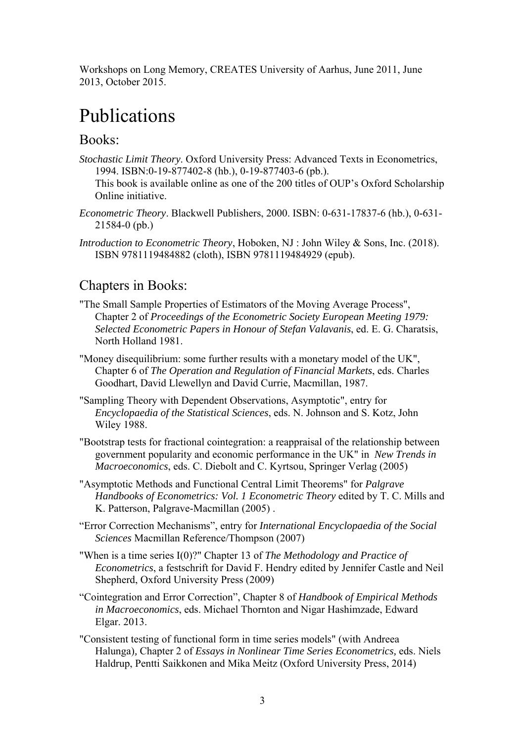Workshops on Long Memory, CREATES University of Aarhus, June 2011, June 2013, October 2015.

# Publications

## Books:

*Stochastic Limit Theory*. Oxford University Press: Advanced Texts in Econometrics, 1994. ISBN:0-19-877402-8 (hb.), 0-19-877403-6 (pb.).
This book is available online as one of the 200 titles of OUP's Oxford Scholarship Online initiative.

*Econometric Theory*. Blackwell Publishers, 2000. ISBN: 0-631-17837-6 (hb.), 0-631-21584-0 (pb.)

*Introduction to Econometric Theory*, Hoboken, NJ : John Wiley & Sons, Inc. (2018). ISBN 9781119484882 (cloth), ISBN 9781119484929 (epub).

## Chapters in Books:

"The Small Sample Properties of Estimators of the Moving Average Process", Chapter 2 of *Proceedings of the Econometric Society European Meeting 1979: Selected Econometric Papers in Honour of Stefan Valavanis*, ed. E. G. Charatsis, North Holland 1981.

"Money disequilibrium: some further results with a monetary model of the UK", Chapter 6 of *The Operation and Regulation of Financial Markets*, eds. Charles Goodhart, David Llewellyn and David Currie, Macmillan, 1987.

"Sampling Theory with Dependent Observations, Asymptotic", entry for *Encyclopaedia of the Statistical Sciences*, eds. N. Johnson and S. Kotz, John Wiley 1988.

"Bootstrap tests for fractional cointegration: a reappraisal of the relationship between government popularity and economic performance in the UK" in *New Trends in Macroeconomics*, eds. C. Diebolt and C. Kyrtsou, Springer Verlag (2005)

"Asymptotic Methods and Functional Central Limit Theorems" for *Palgrave Handbooks of Econometrics: Vol. 1 Econometric Theory* edited by T. C. Mills and K. Patterson, Palgrave-Macmillan (2005) .

"Error Correction Mechanisms", entry for *International Encyclopaedia of the Social Sciences* Macmillan Reference/Thompson (2007)

"When is a time series I(0)?" Chapter 13 of *The Methodology and Practice of Econometrics*, a festschrift for David F. Hendry edited by Jennifer Castle and Neil Shepherd, Oxford University Press (2009)

"Cointegration and Error Correction", Chapter 8 of *Handbook of Empirical Methods in Macroeconomics*, eds. Michael Thornton and Nigar Hashimzade, Edward Elgar. 2013.

"Consistent testing of functional form in time series models" (with Andreea Halunga), Chapter 2 of *Essays in Nonlinear Time Series Econometrics,* eds. Niels Haldrup, Pentti Saikkonen and Mika Meitz (Oxford University Press, 2014)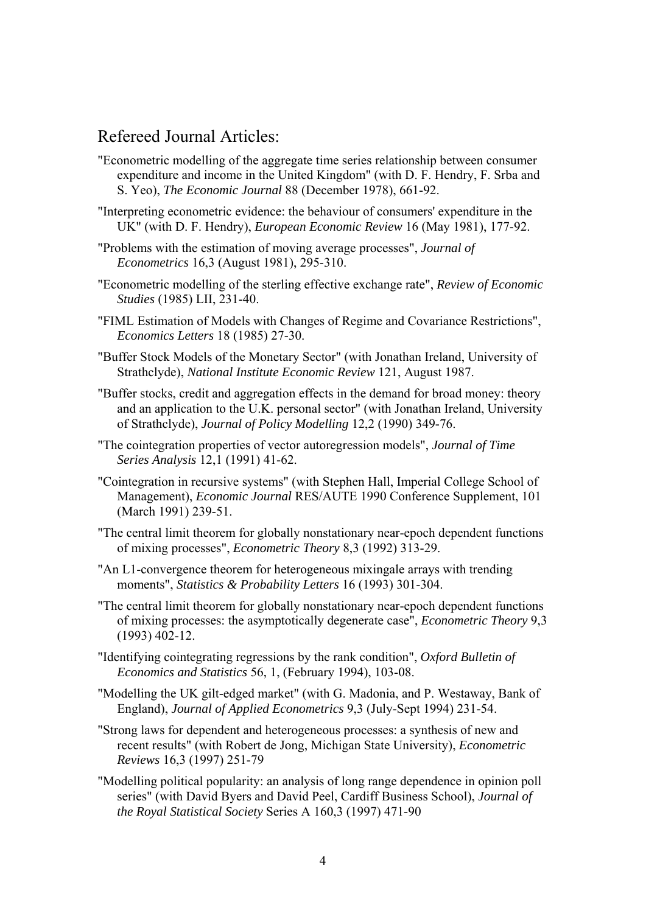## Refereed Journal Articles:

"Econometric modelling of the aggregate time series relationship between consumer expenditure and income in the United Kingdom" (with D. F. Hendry, F. Srba and S. Yeo), *The Economic Journal* 88 (December 1978), 661-92.

"Interpreting econometric evidence: the behaviour of consumers' expenditure in the UK" (with D. F. Hendry), *European Economic Review* 16 (May 1981), 177-92.

"Problems with the estimation of moving average processes", *Journal of Econometrics* 16,3 (August 1981), 295-310.

"Econometric modelling of the sterling effective exchange rate", *Review of Economic Studies* (1985) LII, 231-40.

"FIML Estimation of Models with Changes of Regime and Covariance Restrictions", *Economics Letters* 18 (1985) 27-30.

"Buffer Stock Models of the Monetary Sector" (with Jonathan Ireland, University of Strathclyde), *National Institute Economic Review* 121, August 1987.

"Buffer stocks, credit and aggregation effects in the demand for broad money: theory and an application to the U.K. personal sector" (with Jonathan Ireland, University of Strathclyde), *Journal of Policy Modelling* 12,2 (1990) 349-76.

"The cointegration properties of vector autoregression models", *Journal of Time Series Analysis* 12,1 (1991) 41-62.

"Cointegration in recursive systems" (with Stephen Hall, Imperial College School of Management), *Economic Journal* RES/AUTE 1990 Conference Supplement, 101 (March 1991) 239-51.

"The central limit theorem for globally nonstationary near-epoch dependent functions of mixing processes", *Econometric Theory* 8,3 (1992) 313-29.

"An L1-convergence theorem for heterogeneous mixingale arrays with trending moments", *Statistics & Probability Letters* 16 (1993) 301-304.

"The central limit theorem for globally nonstationary near-epoch dependent functions of mixing processes: the asymptotically degenerate case", *Econometric Theory* 9,3 (1993) 402-12.

"Identifying cointegrating regressions by the rank condition", *Oxford Bulletin of Economics and Statistics* 56, 1, (February 1994), 103-08.

"Modelling the UK gilt-edged market" (with G. Madonia, and P. Westaway, Bank of England), *Journal of Applied Econometrics* 9,3 (July-Sept 1994) 231-54.

"Strong laws for dependent and heterogeneous processes: a synthesis of new and recent results" (with Robert de Jong, Michigan State University), *Econometric Reviews* 16,3 (1997) 251-79

"Modelling political popularity: an analysis of long range dependence in opinion poll series" (with David Byers and David Peel, Cardiff Business School), *Journal of the Royal Statistical Society* Series A 160,3 (1997) 471-90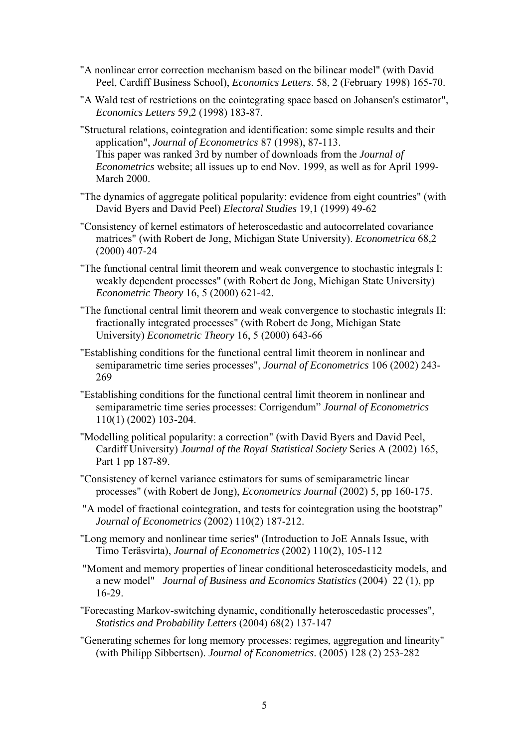"A nonlinear error correction mechanism based on the bilinear model" (with David Peel, Cardiff Business School), *Economics Letters*. 58, 2 (February 1998) 165-70.

"A Wald test of restrictions on the cointegrating space based on Johansen's estimator", *Economics Letters* 59,2 (1998) 183-87.

"Structural relations, cointegration and identification: some simple results and their application", *Journal of Econometrics* 87 (1998), 87-113.
This paper was ranked 3rd by number of downloads from the *Journal of Econometrics* website; all issues up to end Nov. 1999, as well as for April 1999-March 2000.

"The dynamics of aggregate political popularity: evidence from eight countries" (with David Byers and David Peel) *Electoral Studies* 19,1 (1999) 49-62

"Consistency of kernel estimators of heteroscedastic and autocorrelated covariance matrices" (with Robert de Jong, Michigan State University). *Econometrica* 68,2 (2000) 407-24

"The functional central limit theorem and weak convergence to stochastic integrals I: weakly dependent processes" (with Robert de Jong, Michigan State University) *Econometric Theory* 16, 5 (2000) 621-42.

"The functional central limit theorem and weak convergence to stochastic integrals II: fractionally integrated processes" (with Robert de Jong, Michigan State University) *Econometric Theory* 16, 5 (2000) 643-66

"Establishing conditions for the functional central limit theorem in nonlinear and semiparametric time series processes", *Journal of Econometrics* 106 (2002) 243-269

"Establishing conditions for the functional central limit theorem in nonlinear and semiparametric time series processes: Corrigendum" *Journal of Econometrics* 110(1) (2002) 103-204.

"Modelling political popularity: a correction" (with David Byers and David Peel, Cardiff University) *Journal of the Royal Statistical Society* Series A (2002) 165, Part 1 pp 187-89.

"Consistency of kernel variance estimators for sums of semiparametric linear processes" (with Robert de Jong), *Econometrics Journal* (2002) 5, pp 160-175.

"A model of fractional cointegration, and tests for cointegration using the bootstrap" *Journal of Econometrics* (2002) 110(2) 187-212.

"Long memory and nonlinear time series" (Introduction to JoE Annals Issue, with Timo Teräsvirta), *Journal of Econometrics* (2002) 110(2), 105-112

"Moment and memory properties of linear conditional heteroscedasticity models, and a new model" *Journal of Business and Economics Statistics* (2004) 22 (1), pp 16-29.

"Forecasting Markov-switching dynamic, conditionally heteroscedastic processes", *Statistics and Probability Letters* (2004) 68(2) 137-147

"Generating schemes for long memory processes: regimes, aggregation and linearity" (with Philipp Sibbertsen). *Journal of Econometrics*. (2005) 128 (2) 253-282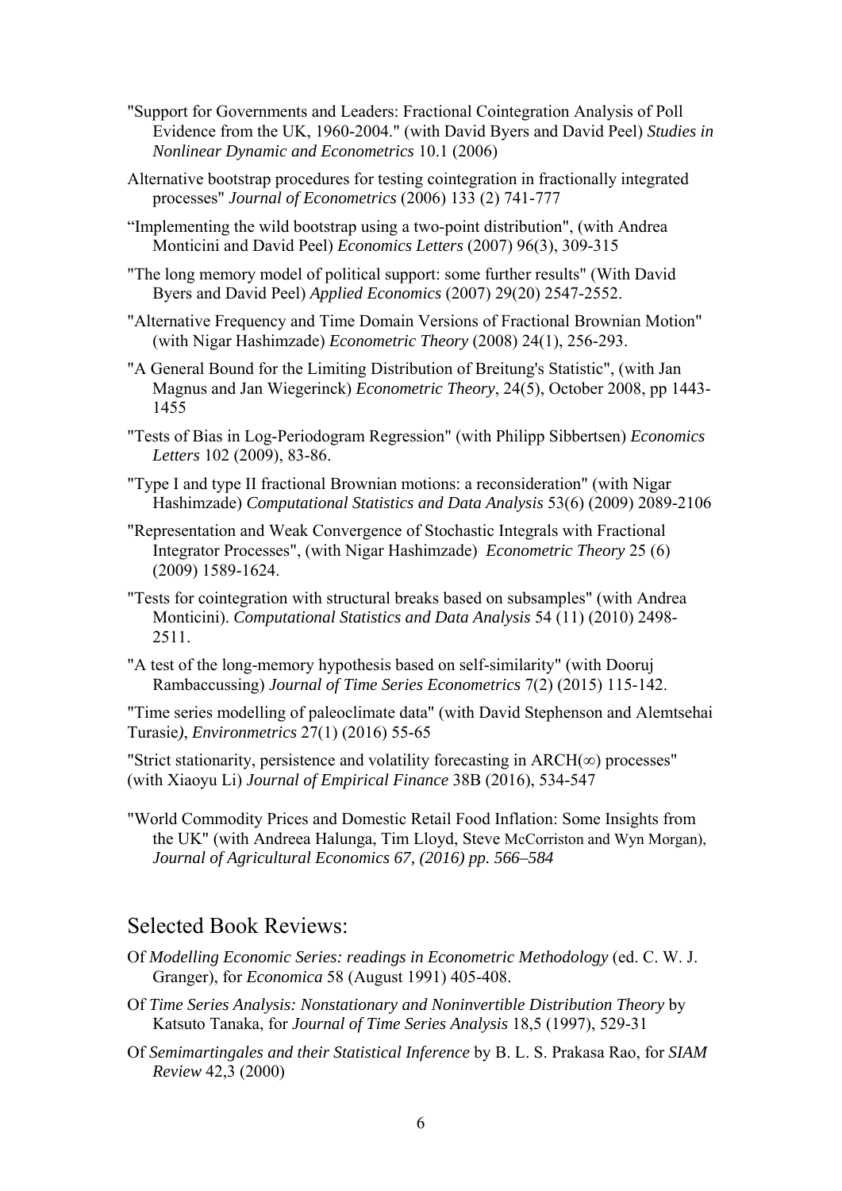"Support for Governments and Leaders: Fractional Cointegration Analysis of Poll Evidence from the UK, 1960-2004." (with David Byers and David Peel) *Studies in Nonlinear Dynamic and Econometrics* 10.1 (2006)

Alternative bootstrap procedures for testing cointegration in fractionally integrated processes" *Journal of Econometrics* (2006) 133 (2) 741-777

"Implementing the wild bootstrap using a two-point distribution", (with Andrea Monticini and David Peel) *Economics Letters* (2007) 96(3), 309-315

"The long memory model of political support: some further results" (With David Byers and David Peel) *Applied Economics* (2007) 29(20) 2547-2552.

"Alternative Frequency and Time Domain Versions of Fractional Brownian Motion" (with Nigar Hashimzade) *Econometric Theory* (2008) 24(1), 256-293.

"A General Bound for the Limiting Distribution of Breitung's Statistic", (with Jan Magnus and Jan Wiegerinck) *Econometric Theory*, 24(5), October 2008, pp 1443-1455

"Tests of Bias in Log-Periodogram Regression" (with Philipp Sibbertsen) *Economics Letters* 102 (2009), 83-86.

"Type I and type II fractional Brownian motions: a reconsideration" (with Nigar Hashimzade) *Computational Statistics and Data Analysis* 53(6) (2009) 2089-2106

"Representation and Weak Convergence of Stochastic Integrals with Fractional Integrator Processes", (with Nigar Hashimzade) *Econometric Theory* 25 (6) (2009) 1589-1624.

"Tests for cointegration with structural breaks based on subsamples" (with Andrea Monticini). *Computational Statistics and Data Analysis* 54 (11) (2010) 2498-2511.

"A test of the long-memory hypothesis based on self-similarity" (with Dooruj Rambaccussing) *Journal of Time Series Econometrics* 7(2) (2015) 115-142.

"Time series modelling of paleoclimate data" (with David Stephenson and Alemtsehai Turasie), *Environmetrics* 27(1) (2016) 55-65

"Strict stationarity, persistence and volatility forecasting in ARCH($\infty$) processes" (with Xiaoyu Li) *Journal of Empirical Finance* 38B (2016), 534-547

"World Commodity Prices and Domestic Retail Food Inflation: Some Insights from the UK" (with Andreea Halunga, Tim Lloyd, Steve McCorriston and Wyn Morgan), *Journal of Agricultural Economics 67, (2016) pp. 566–584*

## Selected Book Reviews:

Of *Modelling Economic Series: readings in Econometric Methodology* (ed. C. W. J. Granger), for *Economica* 58 (August 1991) 405-408.

Of *Time Series Analysis: Nonstationary and Noninvertible Distribution Theory* by Katsuto Tanaka, for *Journal of Time Series Analysis* 18,5 (1997), 529-31

Of *Semimartingales and their Statistical Inference* by B. L. S. Prakasa Rao, for *SIAM Review* 42,3 (2000)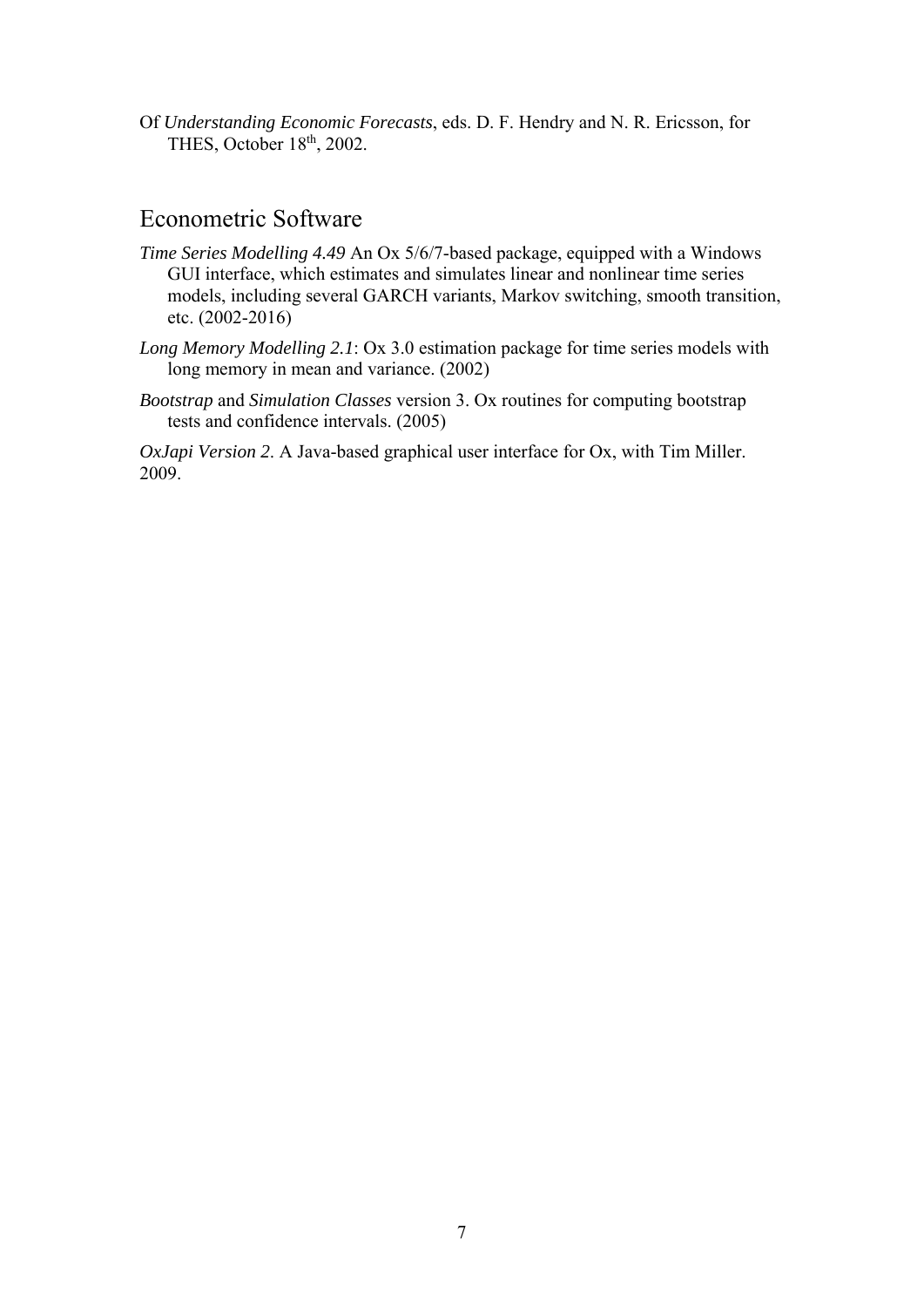Of *Understanding Economic Forecasts*, eds. D. F. Hendry and N. R. Ericsson, for THES, October 18th, 2002.

## Econometric Software

*Time Series Modelling 4.49* An Ox 5/6/7-based package, equipped with a Windows GUI interface, which estimates and simulates linear and nonlinear time series models, including several GARCH variants, Markov switching, smooth transition, etc. (2002-2016)

*Long Memory Modelling 2.1*: Ox 3.0 estimation package for time series models with long memory in mean and variance. (2002)

*Bootstrap* and *Simulation Classes* version 3. Ox routines for computing bootstrap tests and confidence intervals. (2005)

*OxJapi Version 2*. A Java-based graphical user interface for Ox, with Tim Miller. 2009.